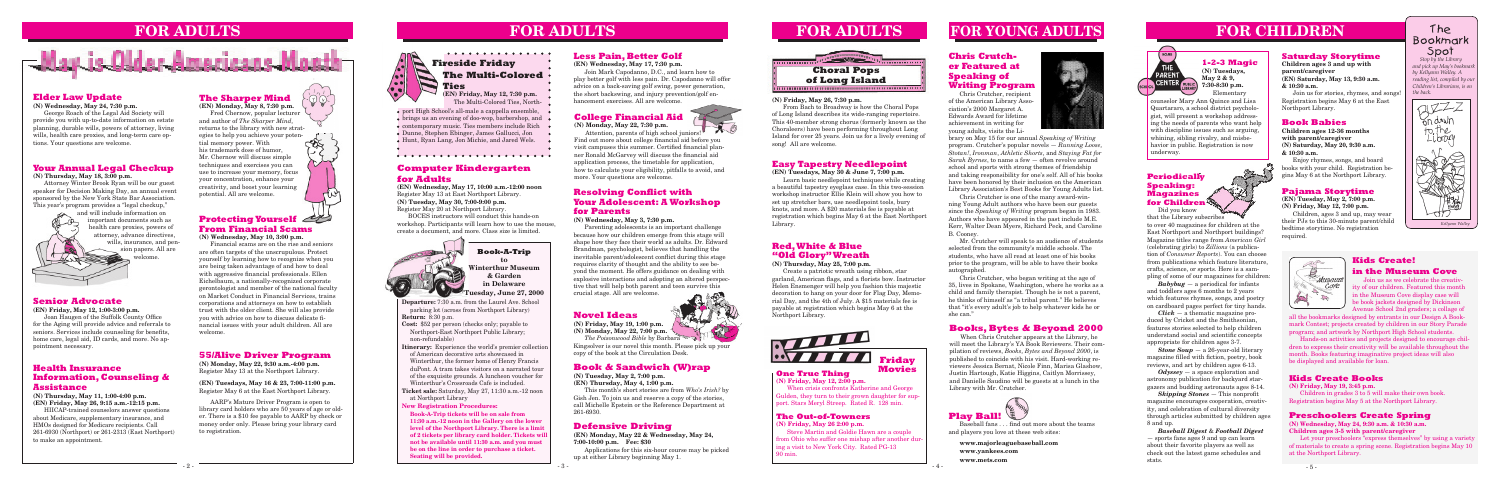# FOR ADULTS

## May is Older Americans Month

### Elder Law Update

**(N) Wednesday, May 24, 7:30 p.m.**

George Roach of the Legal Aid Society will provide you with up-to-date information on estate planning, durable wills, powers of attorney, living wills, health care proxies, and long-term care options. Your questions are welcome.

### Your Annual Legal Checkup

**(N) Thursday, May 18, 3:00 p.m.**

Attorney Winter Brook Ryan will be our guest speaker for Decision Making Day, an annual event sponsored by the New York State Bar Association. This year's program provides a "legal checkup," and will include information on important documents such as health care proxies, powers of attorney, advance directives, wills, insurance, and pension papers. All are welcome.

### Senior Advocate

**(EN) Friday, May 12, 1:00-3:00 p.m.**

Joan Haugen of the Suffolk County Office for the Aging will provide advice and referrals to seniors. Services include counseling for benefits, home care, legal aid, ID cards, and more. No appointment necessary.

### Health Insurance Information, Counseling & Assistance

**(N) Thursday, May 11, 1:00-4:00 p.m.**
**(EN) Friday, May 26, 9:15 a.m.-12:15 p.m.**

HIICAP-trained counselors answer questions about Medicare, supplementary insurance, and HMOs designed for Medicare recipients. Call 261-6930 (Northport) or 261-2313 (East Northport) to make an appointment.

### The Sharper Mind

**(EN) Monday, May 8, 7:30 p.m.**

Fred Chernow, popular lecturer and author of *The Sharper Mind*, returns to the library with new strategies to help you achieve your potential memory power. With his trademark dose of humor, Mr. Chernow will discuss simple techniques and exercises you can use to increase your memory, focus your concentration, enhance your creativity, and boost your learning potential. All are welcome.

### Protecting Yourself From Financial Scams

**(N) Wednesday, May 10, 3:00 p.m.**

Financial scams are on the rise and seniors are often targets of the unscrupulous. Protect yourself by learning how to recognize when you are being taken advantage of and how to deal with aggressive financial professionals. Ellen Eichelbaum, a nationally-recognized corporate gerontologist and member of the national faculty on Market Conduct in Financial Services, trains corporations and attorneys on how to establish trust with the older client. She will also provide you with advice on how to discuss delicate financial issues with your adult children. All are welcome.

### 55/Alive Driver Program

**(N) Monday, May 22, 9:30 a.m.-4:00 p.m.**
Register May 13 at the Northport Library.

**(EN) Tuesdays, May 16 & 23, 7:00-11:00 p.m.**
Register May 6 at the East Northport Library.

AARP's Mature Driver Program is open to library card holders who are 50 years of age or older. There is a $10 fee payable to AARP by check or money order only. Please bring your library card to registration.

# FOR ADULTS

### Fireside Friday: The Multi-Colored Ties

**(EN) Friday, May 12, 7:30 p.m.**

The Multi-Colored Ties, Northport High School's all-male a cappella ensemble, brings us an evening of doo-wop, barbershop, and contemporary music. Ties members include Rich Dunne, Stephen Ebinger, James Galluzzo, Jon Hunt, Ryan Lang, Jon Michie, and Jared Welz.

### Computer Kindergarten for Adults

**(EN) Wednesday, May 17, 10:00 a.m.-12:00 noon**
Register May 13 at East Northport Library.

**(N) Tuesday, May 30, 7:00-9:00 p.m.**
Register May 20 at Northport Library.

BOCES instructors will conduct this hands-on workshop. Participants will learn how to use the mouse, create a document, and more. Class size is limited.

### Book-A-Trip to Winterthur Museum & Garden in Delaware

**Tuesday, June 27, 2006**

**Departure:** 7:30 a.m. from the Laurel Ave. School parking lot (across from Northport Library)

**Return:** 8:30 p.m.

**Cost:** $52 per person (checks only; payable to Northport-East Northport Public Library; non-refundable)

**Itinerary:** Experience the world's premier collection of American decorative arts showcased in Winterthur, the former home of Henry Francis duPont. A tram takes visitors on a narrated tour of the exquisite grounds. A luncheon voucher for Winterthur's Crossroads Café is included.

**Ticket sale:** Saturday, May 27, 11:30 a.m.-12 noon at Northport Library

**New Registration Procedures:**

**Book-A-Trip tickets will be on sale from 11:30 a.m.-12 noon in the Gallery on the lower level of the Northport Library. There is a limit of 2 tickets per library card holder. Tickets will not be available until 11:30 a.m. and you must be on the line in order to purchase a ticket. Seating will be provided.**

### Less Pain, Better Golf

**(EN) Wednesday, May 17, 7:30 p.m.**

Join Mark Capodanno, D.C., and learn how to play better golf with less pain. Dr. Capodanno will offer advice on a back-saving golf swing, power generation, the short backswing, and injury prevention/golf enhancement exercises. All are welcome.

### College Financial Aid

**(N) Monday, May 22, 7:30 p.m.**

Attention, parents of high school juniors! Find out more about college financial aid before you visit campuses this summer. Certified financial planner Ronald McGarvey will discuss the financial aid application process, the timetable for application, how to calculate your eligibility, pitfalls to avoid, and more. Your questions are welcome.

### Resolving Conflict with Your Adolescent: A Workshop for Parents

**(N) Wednesday, May 3, 7:30 p.m.**

Parenting adolescents is an important challenge because how our children emerge from this stage will shape how they face their world as adults. Dr. Edward Brandman, psychologist, believes that handling the inevitable parent/adolescent conflict during this stage requires clarity of thought and the ability to see beyond the moment. He offers guidance on dealing with explosive interactions and adopting an altered perspective that will help both parent and teen survive this crucial stage. All are welcome.

### Novel Ideas

**(N) Friday, May 19, 1:00 p.m.**
**(N) Monday, May 22, 7:00 p.m.**

*The Poisonwood Bible* by Barbara Kingsolver is our novel this month. Please pick up your copy of the book at the Circulation Desk.

### Book & Sandwich (W)rap

**(N) Tuesday, May 2, 7:00 p.m.**
**(EN) Thursday, May 4, 1:00 p.m.**

This month's short stories are from *Who's Irish?* by Gish Jen. To join us and reserve a copy of the stories, call Michelle Epstein or the Reference Department at 261-6930.

### Defensive Driving

**(EN) Monday, May 22 & Wednesday, May 24, 7:00-10:00 p.m. Fee: $30**

Applications for this six-hour course may be picked up at either library beginning May 1.

# FOR ADULTS

### Choral Pops of Long Island

**(N) Friday, May 26, 7:30 p.m.**

From Bach to Broadway is how the Choral Pops of Long Island describes its wide-ranging repertoire. This 40-member strong chorus (formerly known as the Choraleers) have been performing throughout Long Island for over 25 years. Join us for a lively evening of song! All are welcome.

### Easy Tapestry Needlepoint

**(EN) Tuesdays, May 30 & June 7, 7:00 p.m.**

Learn basic needlepoint techniques while creating a beautiful tapestry eyeglass case. In this two-session workshop instructor Ellie Klein will show you how to set up stretcher bars, use needlepoint tools, tying knots, and more. A $20 materials fee is payable at registration which begins May 6 at the East Northport Library.

### Red, White & Blue "Old Glory" Wreath

**(N) Thursday, May 25, 7:00 p.m.**

Create a patriotic wreath using ribbon, star garland, American flags, and a florists bow. Instructor Helen Ensmenger will help you fashion this majestic decoration to hang on your door for Flag Day, Memorial Day, and the 4th of July. A $15 materials fee is payable at registration which begins May 6 at the Northport Library.

### Friday Movies

#### One True Thing

**(N) Friday, May 12, 2:00 p.m.**

When crisis confronts Katherine and George Gulden, they turn to their grown daughter for support. Stars Meryl Streep. Rated R. 128 min.

#### The Out-of-Towners

**(N) Friday, May 26 2:00 p.m.**

Steve Martin and Goldie Hawn are a couple from Ohio who suffer one mishap after another during a visit to New York City. Rated PG-13. 90 min.

# FOR YOUNG ADULTS

### Chris Crutcher Featured at Speaking of Writing Program

Chris Crutcher, recipient of the American Library Association's 2000 Margaret A. Edwards Award for lifetime achievement in writing for young adults, visits the Library on May 15 for our annual *Speaking of Writing* program. Crutcher's popular novels — *Running Loose*, *Stotan!*, *Ironman*, *Athletic Shorts*, and *Staying Fat for Sarah Byrnes*, to name a few — often revolve around school and sports with strong themes of friendship and taking responsibility for one's self. All of his books have been honored by their inclusion on the American Library Association's Best Books for Young Adults list.

Chris Crutcher is one of the many award-winning Young Adult authors who have been our guests since the *Speaking of Writing* program began in 1983. Authors who have appeared in the past include M.E. Kerr, Walter Dean Myers, Richard Peck, and Caroline B. Cooney.

Mr. Crutcher will speak to an audience of students selected from the community's middle schools. The students, who have all read at least one of his books prior to the program, will be able to have their books autographed.

Chris Crutcher, who began writing at the age of 35, lives in Spokane, Washington, where he works as a child and family therapist. Though he is not a parent, he thinks of himself as "a tribal parent." He believes that "it's every adult's job to help whatever kids he or she can."

### Books, Bytes & Beyond 2000

When Chris Crutcher appears at the Library, he will meet the Library's YA Book Reviewers. Their compilation of reviews, *Books, Bytes and Beyond 2000*, is published to coincide with his visit. Hard-working reviewers Jessica Bernat, Nicole Finn, Marisa Glashow, Justin Harrough, Katie Higgins, Caitlyn Moroney, and Danielle Saudino will be guests at a lunch in the Library with Mr. Crutcher.

### Play Ball!

Baseball fans . . . find out more about the teams and players you love at these web sites:

**www.majorleaguebaseball.com**
**www.yankees.com**
**www.mets.com**

# FOR CHILDREN

### 1-2-3 Magic

**(N) Tuesdays, May 2 & 9, 7:30-8:30 p.m.**

Elementary counselor Mary Ann Quince and Lisa Quartararo, a school district psychologist, will present a workshop addressing the needs of parents who want help with discipline issues such as arguing, whining, sibling rivalry, and misbehavior in public. Registration is now underway.

### Periodically Speaking: Magazines for Children

Did you know that the Library subscribes to over 40 magazines for children at the East Northport and Northport buildings? Magazine titles range from *American Girl* (celebrating girls) to *Zillions* (a publication of *Consumer Reports*). You can choose from publications which feature literature, crafts, science, or sports. Here is a sampling of some of our magazines for children:

*Babybug* — a periodical for infants and toddlers ages 6 months to 2 years which features rhymes, songs, and poetry on cardboard pages perfect for tiny hands.

*Click* — a science magazine produced by Cricket and the Smithsonian, features stories selected to help children understand social and scientific concepts appropriate for children ages 3-7.

*Stone Soup* — a 26-year-old literary magazine filled with fiction, poetry, book reviews, and art by children ages 6-13.

*Odyssey* — a space exploration and astronomy publication for backyard stargazers and budding astronauts ages 8-14.

*Skipping Stones* — This nonprofit magazine encourages cooperation, creativity, and celebration of cultural diversity through articles submitted by children ages 8 and up.

*Baseball Digest & Football Digest* — sports fans ages 9 and up can learn about their favorite players as well as check out the latest game schedules and stats.

### Saturday Storytime

**Children ages 3 and up with parent/caregiver**
**(EN) Saturday, May 13, 9:30 a.m. & 10:30 a.m.**

Join us for stories, rhymes, and songs! Registration begins May 6 at the East Northport Library.

### Book Babies

**Children ages 12-36 months with parent/caregiver**
**(N) Saturday, May 20, 9:30 a.m. & 10:30 a.m.**

Enjoy rhymes, songs, and board books with your child. Registration begins May 6 at the Northport Library.

### Pajama Storytime

**(EN) Tuesday, May 2, 7:00 p.m.**
**(N) Friday, May 12, 7:00 p.m.**

Children, ages 3 and up, may wear their PJs to this 30-minute parent/child bedtime storytime. No registration required.

### The Bookmark Spot

*Stop by the Library and pick up May's bookmark by Kellyann Walley. A reading list, compiled by our Children's Librarians, is on the back.*

### Kids Create! in the Museum Cove

Join us as we celebrate the creativity of our children. Featured this month in the Museum Cove display case will be book jackets designed by Dickinson Avenue School 2nd graders; a collage of all the bookmarks designed by entrants in our Design-A-Bookmark Contest; projects created by children in our Story Parade program; and artwork by Northport High School students.

Hands-on activities and projects designed to encourage children to express their creativity will be available throughout the month. Books featuring imaginative project ideas will also be displayed and available for loan.

### Kids Create Books

**(N) Friday, May 19, 3:45 p.m.**

Children in grades 3 to 5 will make their own book. Registration begins May 6 at the Northport Library.

### Preschoolers Create Spring

**(N) Wednesday, May 24, 9:30 a.m. & 10:30 a.m.**
**Children ages 3-5 with parent/caregiver**

Let your preschoolers "express themselves" by using a variety of materials to create a spring scene. Registration begins May 10 at the Northport Library.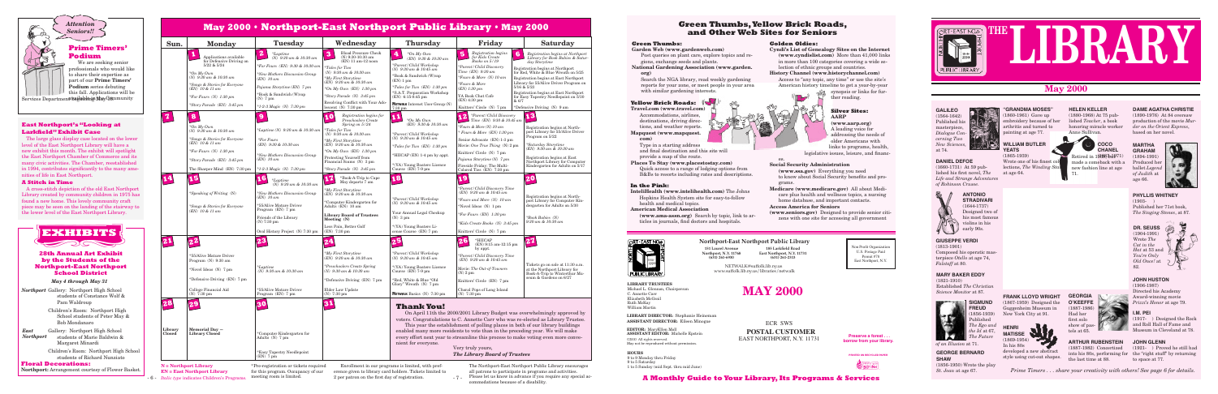*Attention Seniors!!*

## Prime Timers' Podium

We are seeking senior professionals who would like to share their expertise as part of our **Prime Timers' Podium** series debuting this fall. Applications will be available at the Senior Citizens Services Department beginning May 1.

## East Northport's "Looking at Larkfield" Exhibit Case

The large glass display case located on the lower level at the East Northport Library will have a new exhibit this month. The exhibit will spotlight the East Northport Chamber of Commerce and its many civic activities. The Chamber, reestablished in 1994, contributes significantly to the many amenities of life in East Northport.

### A Stitch in Time

A cross-stitch depiction of the old East Northport Library created by community children in 1975 has found a new home. This lovely community craft piece may be seen on the landing of the stairway to the lower level of the East Northport Library.

## EXHIBITS

### 28th Annual Art Exhibit by the Students of the Northport-East Northport School District

**May 4 through May 31**

*Northport* Gallery: Northport High School students of Constance Wolf & Pam Waldroup

Children's Room: Northport High School students of Peter May & Bob Mondamaro

*East Northport* Gallery: Northport High School students of Marie Baldwin & Margaret Minardi

Children's Room: Northport High School students of Richard Nunziato

### Floral Decorations:

**Northport:** Arrangement courtesy of Flower Basket.

# May 2000 • Northport-East Northport Public Library • May 2000

| Sun. | Monday | Tuesday | Wednesday | Thursday | Friday | Saturday |
|---|---|---|---|---|---|---|
| | **1** Applications available for Defensive Driving on 5/22 & 5/24<br>*On My Own (N) 9:30 am & 10:30 am*<br>*Songs & Stories for Everyone (EN) 10 & 11 am*<br>\*For Fours (N) 1:30 pm<br>\*Story Parade (EN) 3:45 pm | **2** *\*Laptime (N) 9:20 am & 10:30 am*<br>\*For Fours (EN) 9:30 & 10:30 am<br>\*New Mothers Discussion Group (EN) 10 am<br>*Pajama Storytime (EN) 7 pm*<br>\*Book & Sandwich/Wrap (N) 7 pm<br>\*J-3-Magic (N) 7:30 pm | **3** Blood Pressure Check (N) 9:30-10:30 am (EN) 11 am-12 noon<br>\*Tales for Two (N) 9:30 am & 10:30 am<br>*\*My First Storytime (EN) 9:20 am & 10:30 am*<br>\*On My Own (EN) 1:30 pm<br>\*Story Parade (N) 3:45 pm<br>Resolving Conflict with Your Adolescent (N) 7:30 pm | **4** *\*On My Own (EN) 9:20 & 10:30 am*<br>\*Parent/Child Workshop (N) 9:30 am & 10:45 am<br>\*Book & Sandwich/Wrap (EN) 1 pm<br>\*Tales for Two (EN) 1:30 pm<br>\*S.A.T. Preparation Workshop (EN) 4:15-6:15 pm<br>*Netwise* Internet User Group (N) 7:30 pm | **5** Registration begins for Kids Create Books on 5/19<br>\*Parent/Child Discovery Time (EN) 9:30 am<br>\*Fours & More (N) 10 am<br>\*Fours & More (EN) 1:30 pm<br>YA Book Chat Cafe (EN) 6:30 pm<br>Knitters' Circle (N) 7 pm | **6** Registration begins at Northport Library for Book Buddies & Saturday Storytime<br>Registration begins at Northport for Red, White & Blue Wreath on 5/25<br>Registration begins at East Northport Library for 55/Alive Driver Program on 5/16 & 5/23<br>Registration begins at East Northport for Easy Tapestry Needlepoint on 5/30 & 6/1<br>\*Defensive Driving (N) 9 am |
| **7** | **8** *On My Own (N) 9:30 am & 10:30 am*<br>*\*Songs & Stories for Everyone (EN) 10 & 11 am*<br>\*For Fours (N) 1:30 pm<br>\*Story Parade (EN) 3:45 pm<br>The Sleeper Mind (EN) 7:30 pm | **9** *\*Laptime (N) 9:20 am & 10:30 am*<br>\*For Fours (EN) 9:30 & 10:30 am<br>\*New Mothers Discussion Group (EN) 10 am<br>\*J-3-Magic (N) 7:30 pm | **10** Registration begins for Preschoolers Create Spring on 5/24<br>\*Tales for Two (N) 9:30 am & 10:30 am<br>*\*My First Storytime (EN) 9:20 am & 10:30 am*<br>\*On My Own (EN) 1:30 pm<br>Protecting Yourself from Financial Scams (N) 2 pm<br>\*Story Parade (N) 3:45 pm | **11** *\*On My Own (EN) 9:20 & 10:30 am*<br>\*Parent/Child Workshop (N) 9:30 am & 10:45 am<br>\*Tales for Two (EN) 1:30 pm<br>\*HIICAP (EN) 1-4 pm by appt.<br>\*YA: Young Busters License Course (EN) 7-9 pm | **12** \*Parent/Child Discovery Time (EN) 9:30 & 10:45 am<br>\*Fours & More (N) 10 am<br>\*Fours & More (EN) 1:30 pm<br>Social Advocate (EN) 1-4 pm<br>*Movie: One True Thing* (N) 2 pm<br>Knitters' Circle (N) 7 pm<br>*Pajama Storytime (N) 7 pm*<br>*Fireside Friday: The Multi-Colored Tree (EN) 7:30 pm* | **13** Registration begins at Northport Library for 55/Alive Driver Program on 5/22<br>*\*Saturday Storytime (EN) 9:30 am & 10:30 am*<br>Registration begins at East Northport Library for Computer Kindergarten for Adults on 5/17 |
| **14** | **15** *\*Speaking of Writing (N)*<br>*Songs & Stories for Everyone (EN) 10 & 11 am* | **16** *\*Laptime (N) 9:20 am & 10:30 am*<br>\*New Mothers Discussion Group (EN) 10 am<br>\*55/Alive Mature Driver Program (EN) 7 pm<br>Friends of the Library (N) 7:30 pm<br>Oral History Project (N) 7:30 pm | **17** \*Book-A-Trip to Cape May departs 7 am<br>*\*My First Storytime (EN) 9:20 am & 10:30 am*<br>\*Computer Kindergarten for Adults (EN) 10 am<br>**Library Board of Trustees Meeting (N)**<br>Less Pain, Better Golf (EN) 7:30 pm | **18** \*Parent/Child Workshop (N) 9:30 am & 10:45 am<br>Your Annual Legal Checkup (N) 2 pm<br>\*YA: Young Busters License Course (EN) 7 pm | **19** \*Parent/Child Discovery Time (EN) 9:30 am & 10:45 am<br>\*Fours and More (N) 10 am<br>\*Novel Ideas (N) 1 pm<br>\*For Fours (EN) 1:30 pm<br>\*Kids Create Books (N) 3:45 pm<br>Knitters' Circle (N) 7 pm | **20** Registration begins at Northport Library for Computer Kindergarten for Adults on 5/30<br>\*Book Babies (N) 9:30 am & 10:30 am |
| **21** | **22** \*55/Alive Mature Driver Program (N) 9:30 am<br>\*Novel Ideas (N) 7 pm<br>\*Defensive Driving (EN) 7 pm<br>College Financial Aid (N) 7:30 pm | **23** *\*Laptime (N) 9:20 am & 10:30 am*<br>\*55/Alive Mature Driver Program (EN) 7 pm | **24** *\*My First Storytime (EN) 9:20 am & 10:30 am*<br>\*Preschoolers Create Spring (N) 9:30 am & 10:30 am<br>\*Defensive Driving (EN) 7 pm<br>Elder Law Update (N) 7:30 pm | **25** \*Parent/Child Workshop (N) 9:30 am & 10:45 am<br>\*YA: Young Busters License Course (EN) 7-9 pm<br>\*Red, White & Blue "Old Glory" Wreath (N) 7 pm<br>*Netwise* Spinoff (N) 7:30 pm | **26** \*HIICAP (EN) 9:15 am-12:15 pm by appt.<br>\*Parent/Child Discovery Time (EN) 9:30 am & 10:45 am<br>*Movie: The Out-of-Towners* (N) 2 pm<br>Knitters' Circle (EN) 7 pm<br>Choral Pops of Long Island (N) 7:30 pm | **27** Tickets go on sale at 11:30 a.m. at the Northport Library for Book-A-Trip to Winterthur Museum & Gardens on 6/27 |
| **28** Library Closed | **29** **Memorial Day — Library Closed** | **30** \*Computer Kindergarten for Adults (N) 7 pm<br>\*Easy Tapestry Needlepoint (EN) 7 pm | **31** | | | |

## Thank You!

On April 11th the 2000/2001 Library Budget was overwhelmingly approved by voters. Congratulations to C. Annette Carr who was re-elected as Library Trustee. This year the establishment of polling places in both of our library buildings enabled many more residents to vote than in the preceding year. We will make every effort next year to streamline this process to make voting even more convenient for everyone.

Very truly yours,
*The Library Board of Trustees*

**N = Northport Library**
**EN = East Northport Library**
*Italic type indicates Children's Programs.*

\*Pre-registration or tickets required for this program. Occupancy of our meeting room is limited.

Enrollment in our programs is limited, with preference given to library card holders. Tickets limited to 2 per patron on the first day of registration.

The Northport-East Northport Public Library encourages all patrons to participate in programs and activities. Please let us know in advance if you require any special accommodations because of a disability.

## Green Thumbs, Yellow Brick Roads, and Other Web Sites for Seniors

### Green Thumbs:

**Garden Web (www.gardenweb.com)**
Post queries on plant care, explore topics and regions, exchange seeds and plants.

**National Gardening Association (www.garden.org)**
Search the NGA library, read weekly gardening reports for your zone, or meet people in your area with similar gardening interests.

### Yellow Brick Roads:

**Travel.com (www.travel.com)**
Accommodations, airline, destinations, driving directions, and weather reports.

**Mapquest (www.mapquest.com)**
Type in a starting address and final destination and this site will provide a map of the route.

**Places To Stay (www.placestostay.com)**
Quick access to a range of lodging options from B&Bs to resorts including rates and descriptions.

### In the Pink:

**InteliHealth (www.intelihealth.com)** The Johns Hopkins Health System site for easy-to-follow health and medical topics.

**American Medical Association (www.ama-assn.org)** Search by topic, link to articles in journals, find doctors and hospitals.

### Golden Oldies:

**Cyndi's List of Genealogy Sites on the Internet (www.cyndislist.com)** More than 41,000 links in more than 100 categories covering a wide selection of ethnic groups and countries.

**History Channel (www.historychannel.com)**
Access to "any topic, any time" or use the site's American history timeline to get a year-by-year synopsis or links for further reading.

### Silver Sites:

**AARP (www.aarp.org)**
A leading voice for addressing the needs of older Americans with links to programs, health, legislative issues, leisure, and finance.

**Social Security Administration (www.ssa.gov)** Everything you need to know about Social Security benefits and programs.

**Medicare (www.medicare.gov)** All about Medicare plus health and wellness topics, a nursing home database, and important contacts.

**Access America for Seniors (www.seniors.gov)** Designed to provide senior citizens with one site for accessing all government

## Northport-East Northport Public Library

151 Laurel Avenue
Northport, N.Y. 11768
(631) 261-6930

185 Larkfield Road
East Northport, N.Y. 11731
(631) 261-2313

NETWALK@suffolk.lib.ny.us
www.suffolk.lib.ny.us/libraries/netwalk

**LIBRARY TRUSTEES**
Michael L. Glennon, Chairperson
C. Annette Carr
Elizabeth McDevitt
Ruth Malloy
William Martin

**LIBRARY DIRECTOR:** Stephanie Heineman
**ASSISTANT DIRECTOR:** Eileen Minogue

**EDITOR:** MaryEllen Mall
**ASSISTANT EDITOR:** Michelle Epstein

©2000 All rights reserved.
May not be reproduced without permission.

**HOURS**
9 to 9 Monday thru Friday
9 to 5 Saturday
1 to 5 Sunday (mid Sept. thru mid June)

# MAY 2000

Non Profit Organization
U.S. Postage Paid
Permit #78
East Northport, N.Y.

ECR SWS
**POSTAL CUSTOMER**
EAST NORTHPORT, N.Y. 11731

Preserve a forest . . . borrow from your library.

PRINTED ON RECYCLED PAPER

## A Monthly Guide to Your Library, Its Programs & Services

# THE LIBRARY

## May 2000

**GALILEO** (1564-1642) Published his masterpiece, *Dialogue Concerning Two New Sciences*, at 74.

**"GRANDMA MOSES"** (1860-1961) Gave up embroidery because of her arthritis and turned to painting at age 77.

**HELEN KELLER** (1880-1968) At 75 published *Teacher*, a book honoring miracle worker Anne Sullivan.

**DAME AGATHA CHRISTIE** (1890-1976) At 84 oversaw production of the movie *Murder on the Orient Express*, based on her novel.

**WILLIAM BUTLER YEATS** (1865-1939) Wrote one of his finest collections, *The Winding Stair*, at age 64.

**COCO CHANEL** (1883-1971) Retired in 1938 but made a comeback with a new fashion line at age 71.

**MARTHA GRAHAM** (1894-1991) Produced her ballet *Legend of Judith* at age 68.

**DANIEL DEFOE** (1660-1731) At 59 published his first novel, *The Life and Strange Adventures of Robinson Crusoe*.

**ANTONIO STRADIVARI** (1644-1737) Designed two of his most famous violins in his early 90s.

**PHYLLIS WHITNEY** (1903- ) Published her 71st book, *The Singing Stones*, at 87.

**GIUSEPPE VERDI** (1813-1901) Composed his operatic masterpiece *Otello* at age 74, *Falstaff* at 80.

**DR. SEUSS** (1904-1991) Wrote *The Cat in the Hat* at 53 and *You're Only Old Once!* at 82.

**MARY BAKER EDDY** (1821-1910) Established *The Christian Science Monitor* at 87.

**SIGMUND FREUD** (1856-1939) Published *The Ego and the Id* at 67, *The Future of an Illusion* at 71.

**FRANK LLOYD WRIGHT** (1867-1959) Designed the Guggenheim Museum in New York City at 91.

**GEORGIA O'KEEFFE** (1887-1986) Had her first solo show of pastels at 63.

**JOHN HOUSTON** (1906-1987) Directed his Academy Award-winning movie *Prizzi's Honor* at age 79.

**I.M. PEI** (1917- ) Designed the Rock and Roll Hall of Fame and Museum in Cleveland at 78.

**HENRI MATISSE** (1869-1954) In his 80s developed a new abstract style using cut-out shapes.

**ARTHUR RUBENSTEIN** (1887-1982) Concertized into his 80s, performing for the last time at 88.

**JOHN GLENN** (1921- ) Proved he still had the "right stuff" by returning to space at 77.

**GEORGE BERNARD SHAW** (1856-1950) Wrote the play *St. Joan* at age 67.

*Prime Timers . . . share your creativity with others! See page 6 for details.*